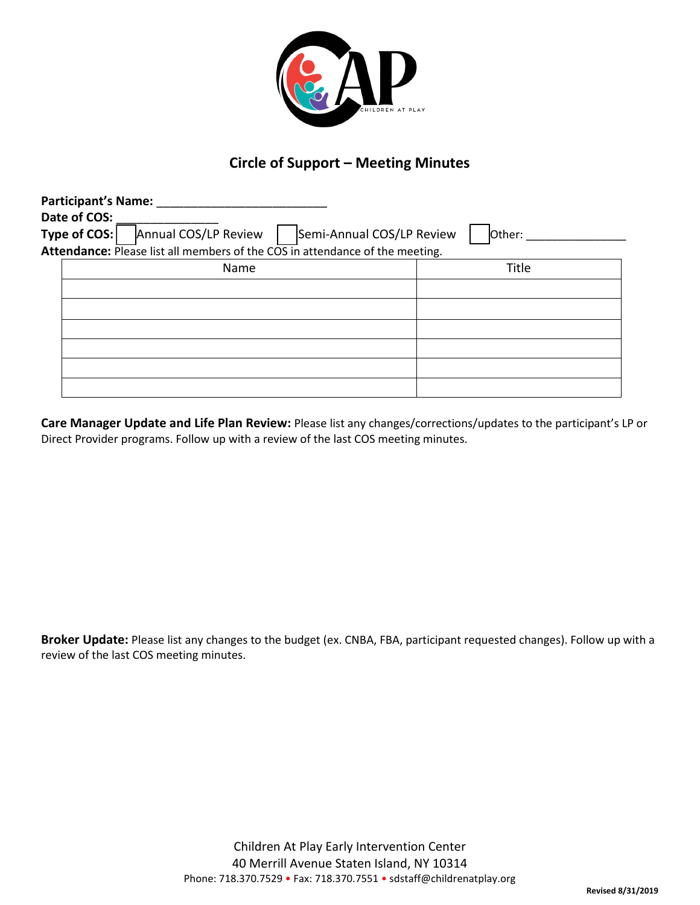# Circle of Support – Meeting Minutes

**Participant's Name:** _________________________

**Date of COS:** _______________

**Type of COS:** ☐ Annual COS/LP Review ☐ Semi-Annual COS/LP Review ☐ Other: _______________

**Attendance:** Please list all members of the COS in attendance of the meeting.

| Name | Title |
|---|---|
| | |
| | |
| | |
| | |
| | |
| | |

**Care Manager Update and Life Plan Review:** Please list any changes/corrections/updates to the participant's LP or Direct Provider programs. Follow up with a review of the last COS meeting minutes.

**Broker Update:** Please list any changes to the budget (ex. CNBA, FBA, participant requested changes). Follow up with a review of the last COS meeting minutes.

Children At Play Early Intervention Center
40 Merrill Avenue Staten Island, NY 10314
Phone: 718.370.7529 • Fax: 718.370.7551 • sdstaff@childrenatplay.org

Revised 8/31/2019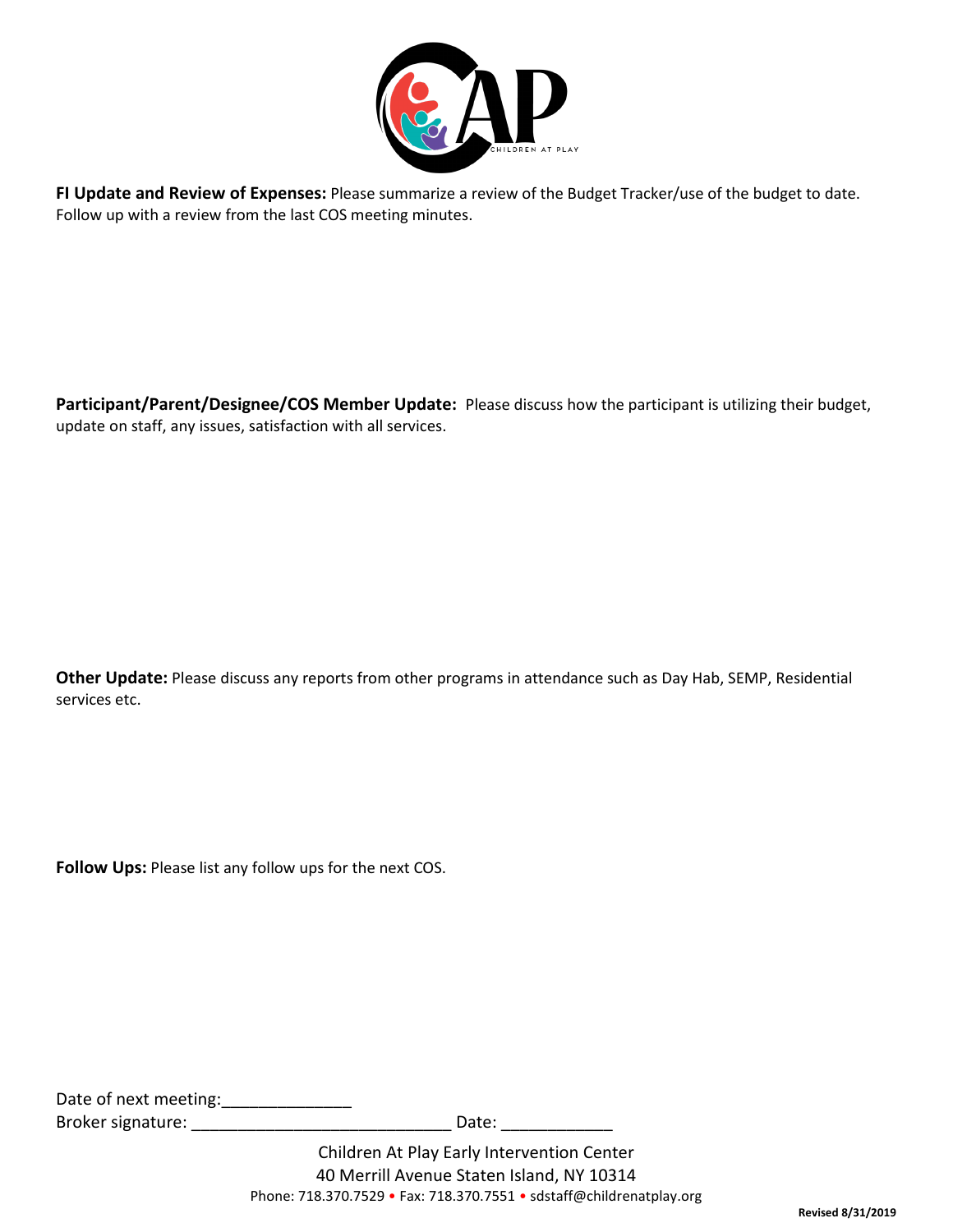**FI Update and Review of Expenses:** Please summarize a review of the Budget Tracker/use of the budget to date. Follow up with a review from the last COS meeting minutes.

**Participant/Parent/Designee/COS Member Update:** Please discuss how the participant is utilizing their budget, update on staff, any issues, satisfaction with all services.

**Other Update:** Please discuss any reports from other programs in attendance such as Day Hab, SEMP, Residential services etc.

**Follow Ups:** Please list any follow ups for the next COS.

Date of next meeting:______________

Broker signature: ____________________________ Date: ____________

Children At Play Early Intervention Center
40 Merrill Avenue Staten Island, NY 10314
Phone: 718.370.7529 • Fax: 718.370.7551 • sdstaff@childrenatplay.org

Revised 8/31/2019